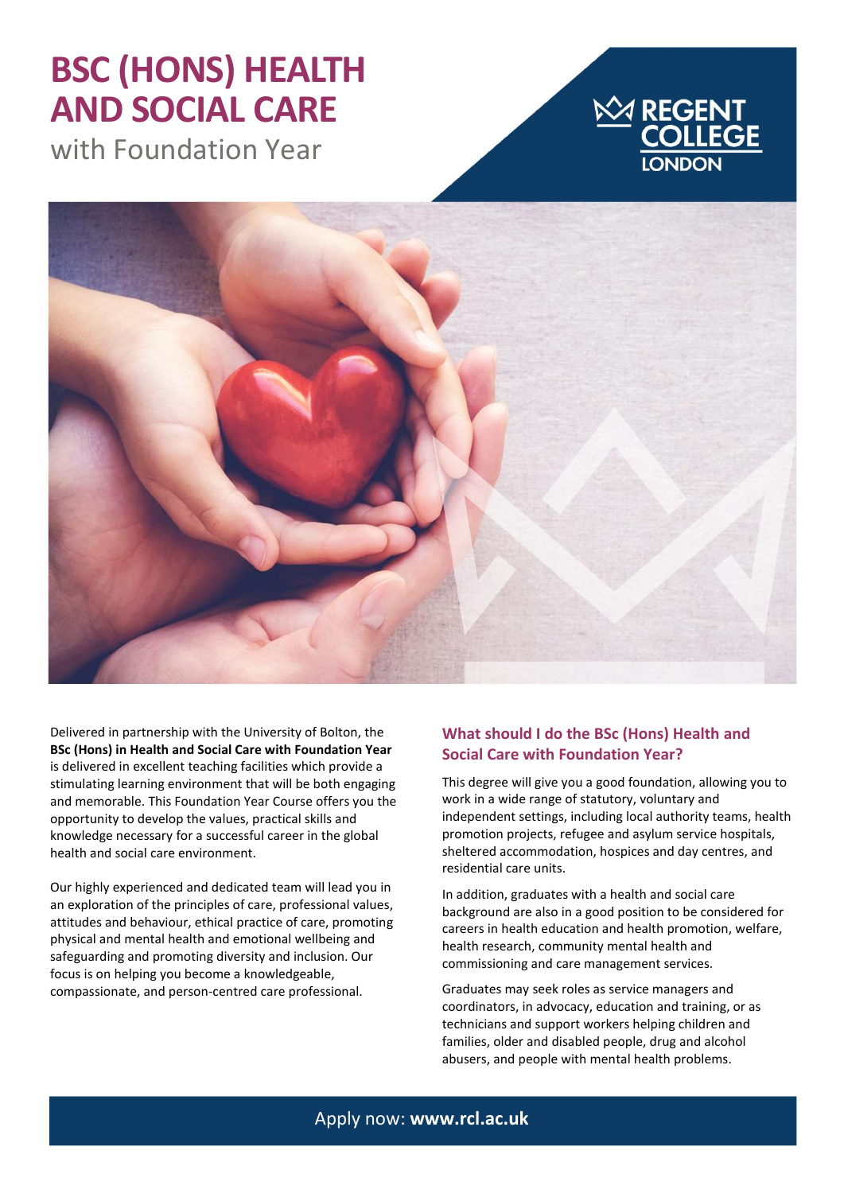# BSC (HONS) HEALTH AND SOCIAL CARE

with Foundation Year

REGENT COLLEGE LONDON

Delivered in partnership with the University of Bolton, the **BSc (Hons) in Health and Social Care with Foundation Year** is delivered in excellent teaching facilities which provide a stimulating learning environment that will be both engaging and memorable. This Foundation Year Course offers you the opportunity to develop the values, practical skills and knowledge necessary for a successful career in the global health and social care environment.

Our highly experienced and dedicated team will lead you in an exploration of the principles of care, professional values, attitudes and behaviour, ethical practice of care, promoting physical and mental health and emotional wellbeing and safeguarding and promoting diversity and inclusion. Our focus is on helping you become a knowledgeable, compassionate, and person-centred care professional.

## What should I do the BSc (Hons) Health and Social Care with Foundation Year?

This degree will give you a good foundation, allowing you to work in a wide range of statutory, voluntary and independent settings, including local authority teams, health promotion projects, refugee and asylum service hospitals, sheltered accommodation, hospices and day centres, and residential care units.

In addition, graduates with a health and social care background are also in a good position to be considered for careers in health education and health promotion, welfare, health research, community mental health and commissioning and care management services.

Graduates may seek roles as service managers and coordinators, in advocacy, education and training, or as technicians and support workers helping children and families, older and disabled people, drug and alcohol abusers, and people with mental health problems.

Apply now: **www.rcl.ac.uk**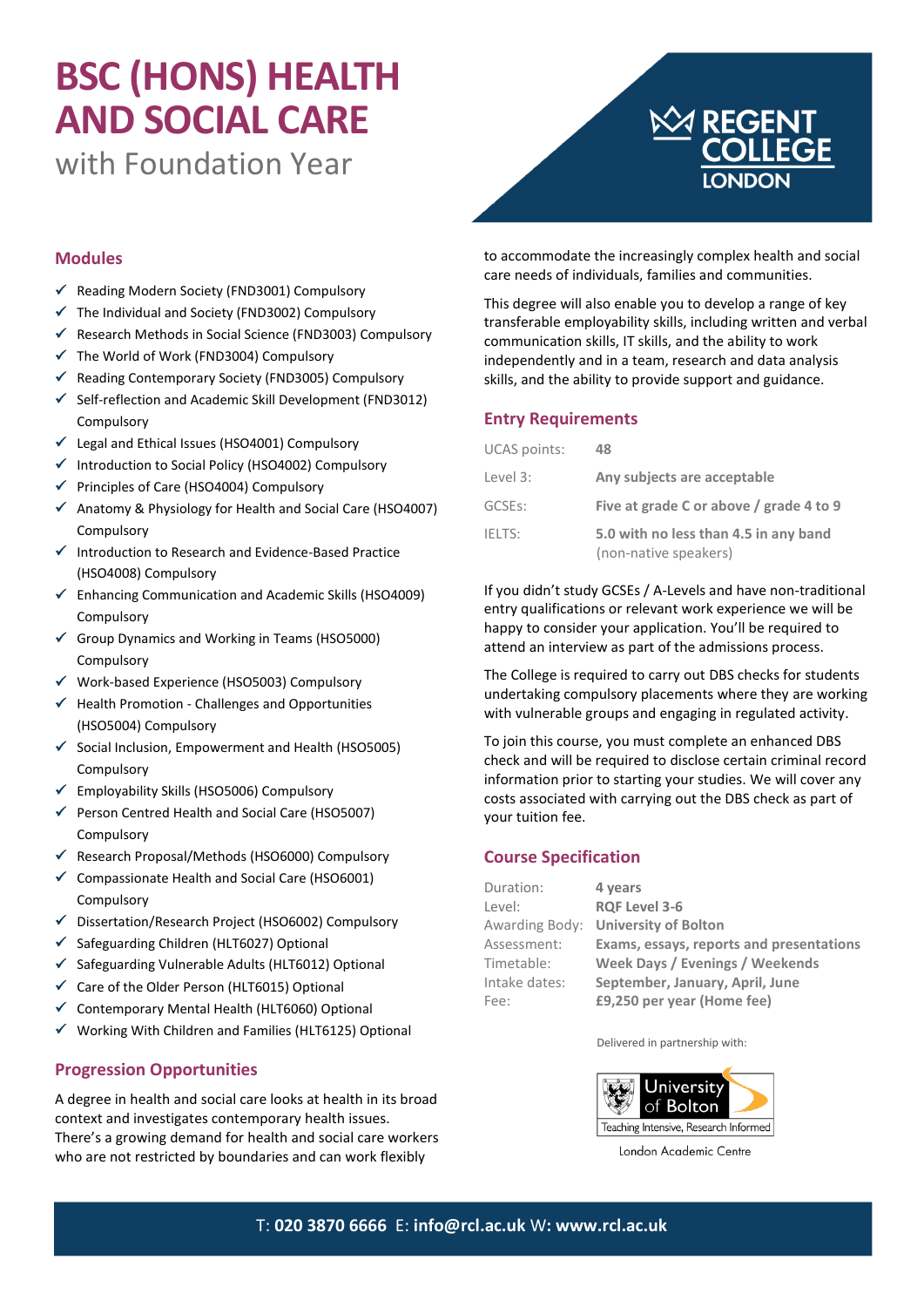# BSC (HONS) HEALTH AND SOCIAL CARE

with Foundation Year

REGENT COLLEGE LONDON

## Modules

- ✓ Reading Modern Society (FND3001) Compulsory
- ✓ The Individual and Society (FND3002) Compulsory
- ✓ Research Methods in Social Science (FND3003) Compulsory
- ✓ The World of Work (FND3004) Compulsory
- ✓ Reading Contemporary Society (FND3005) Compulsory
- ✓ Self-reflection and Academic Skill Development (FND3012) Compulsory
- ✓ Legal and Ethical Issues (HSO4001) Compulsory
- ✓ Introduction to Social Policy (HSO4002) Compulsory
- ✓ Principles of Care (HSO4004) Compulsory
- ✓ Anatomy & Physiology for Health and Social Care (HSO4007) Compulsory
- ✓ Introduction to Research and Evidence-Based Practice (HSO4008) Compulsory
- ✓ Enhancing Communication and Academic Skills (HSO4009) Compulsory
- ✓ Group Dynamics and Working in Teams (HSO5000) Compulsory
- ✓ Work-based Experience (HSO5003) Compulsory
- ✓ Health Promotion - Challenges and Opportunities (HSO5004) Compulsory
- ✓ Social Inclusion, Empowerment and Health (HSO5005) Compulsory
- ✓ Employability Skills (HSO5006) Compulsory
- ✓ Person Centred Health and Social Care (HSO5007) Compulsory
- ✓ Research Proposal/Methods (HSO6000) Compulsory
- ✓ Compassionate Health and Social Care (HSO6001) Compulsory
- ✓ Dissertation/Research Project (HSO6002) Compulsory
- ✓ Safeguarding Children (HLT6027) Optional
- ✓ Safeguarding Vulnerable Adults (HLT6012) Optional
- ✓ Care of the Older Person (HLT6015) Optional
- ✓ Contemporary Mental Health (HLT6060) Optional
- ✓ Working With Children and Families (HLT6125) Optional

## Progression Opportunities

A degree in health and social care looks at health in its broad context and investigates contemporary health issues. There's a growing demand for health and social care workers who are not restricted by boundaries and can work flexibly to accommodate the increasingly complex health and social care needs of individuals, families and communities.

This degree will also enable you to develop a range of key transferable employability skills, including written and verbal communication skills, IT skills, and the ability to work independently and in a team, research and data analysis skills, and the ability to provide support and guidance.

## Entry Requirements

| | |
|---|---|
| UCAS points: | **48** |
| Level 3: | **Any subjects are acceptable** |
| GCSEs: | **Five at grade C or above / grade 4 to 9** |
| IELTS: | **5.0 with no less than 4.5 in any band** (non-native speakers) |

If you didn't study GCSEs / A-Levels and have non-traditional entry qualifications or relevant work experience we will be happy to consider your application. You'll be required to attend an interview as part of the admissions process.

The College is required to carry out DBS checks for students undertaking compulsory placements where they are working with vulnerable groups and engaging in regulated activity.

To join this course, you must complete an enhanced DBS check and will be required to disclose certain criminal record information prior to starting your studies. We will cover any costs associated with carrying out the DBS check as part of your tuition fee.

## Course Specification

| | |
|---|---|
| Duration: | **4 years** |
| Level: | **RQF Level 3-6** |
| Awarding Body: | **University of Bolton** |
| Assessment: | **Exams, essays, reports and presentations** |
| Timetable: | **Week Days / Evenings / Weekends** |
| Intake dates: | **September, January, April, June** |
| Fee: | **£9,250 per year (Home fee)** |

Delivered in partnership with:

University of Bolton
Teaching Intensive, Research Informed
London Academic Centre

T: **020 3870 6666** E: **info@rcl.ac.uk** W: **www.rcl.ac.uk**